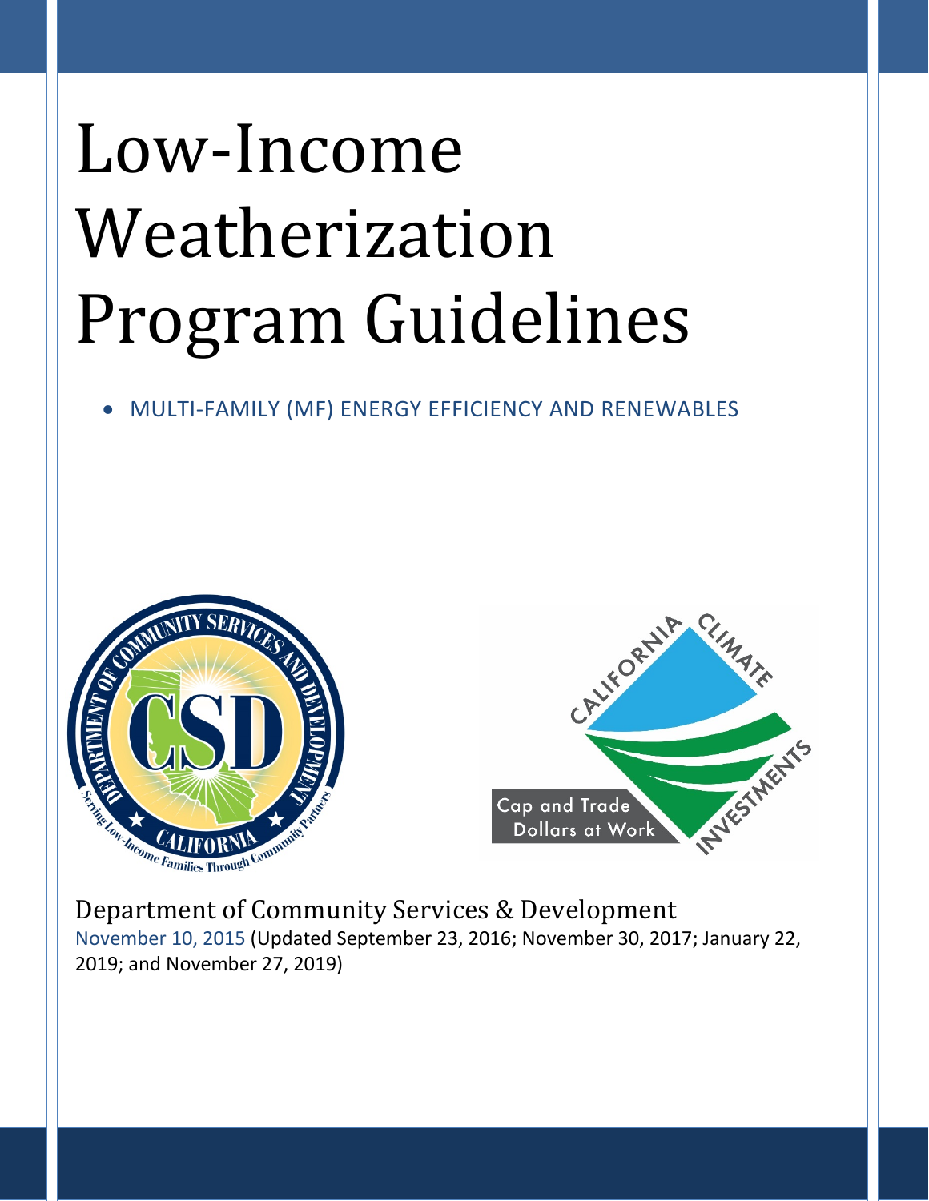# Low-Income Weatherization Program Guidelines

- MULTI-FAMILY (MF) ENERGY EFFICIENCY AND RENEWABLES

Department of Community Services & Development

November 10, 2015 (Updated September 23, 2016; November 30, 2017; January 22, 2019; and November 27, 2019)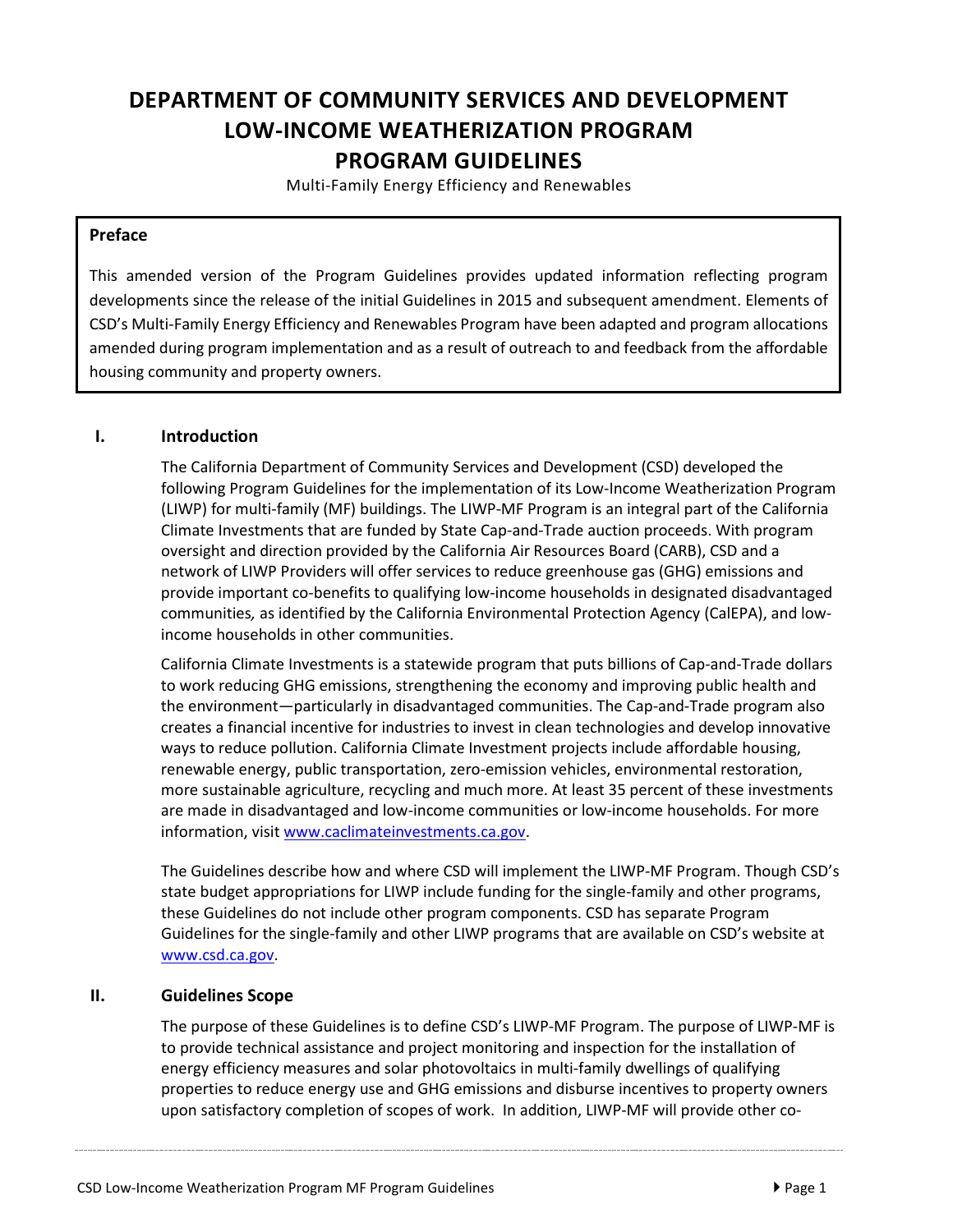# DEPARTMENT OF COMMUNITY SERVICES AND DEVELOPMENT LOW-INCOME WEATHERIZATION PROGRAM PROGRAM GUIDELINES

Multi-Family Energy Efficiency and Renewables

**Preface**

This amended version of the Program Guidelines provides updated information reflecting program developments since the release of the initial Guidelines in 2015 and subsequent amendment. Elements of CSD's Multi-Family Energy Efficiency and Renewables Program have been adapted and program allocations amended during program implementation and as a result of outreach to and feedback from the affordable housing community and property owners.

## I. Introduction

The California Department of Community Services and Development (CSD) developed the following Program Guidelines for the implementation of its Low-Income Weatherization Program (LIWP) for multi-family (MF) buildings. The LIWP-MF Program is an integral part of the California Climate Investments that are funded by State Cap-and-Trade auction proceeds. With program oversight and direction provided by the California Air Resources Board (CARB), CSD and a network of LIWP Providers will offer services to reduce greenhouse gas (GHG) emissions and provide important co-benefits to qualifying low-income households in designated disadvantaged communities, as identified by the California Environmental Protection Agency (CalEPA), and low-income households in other communities.

California Climate Investments is a statewide program that puts billions of Cap-and-Trade dollars to work reducing GHG emissions, strengthening the economy and improving public health and the environment—particularly in disadvantaged communities. The Cap-and-Trade program also creates a financial incentive for industries to invest in clean technologies and develop innovative ways to reduce pollution. California Climate Investment projects include affordable housing, renewable energy, public transportation, zero-emission vehicles, environmental restoration, more sustainable agriculture, recycling and much more. At least 35 percent of these investments are made in disadvantaged and low-income communities or low-income households. For more information, visit www.caclimateinvestments.ca.gov.

The Guidelines describe how and where CSD will implement the LIWP-MF Program. Though CSD's state budget appropriations for LIWP include funding for the single-family and other programs, these Guidelines do not include other program components. CSD has separate Program Guidelines for the single-family and other LIWP programs that are available on CSD's website at www.csd.ca.gov.

## II. Guidelines Scope

The purpose of these Guidelines is to define CSD's LIWP-MF Program. The purpose of LIWP-MF is to provide technical assistance and project monitoring and inspection for the installation of energy efficiency measures and solar photovoltaics in multi-family dwellings of qualifying properties to reduce energy use and GHG emissions and disburse incentives to property owners upon satisfactory completion of scopes of work. In addition, LIWP-MF will provide other co-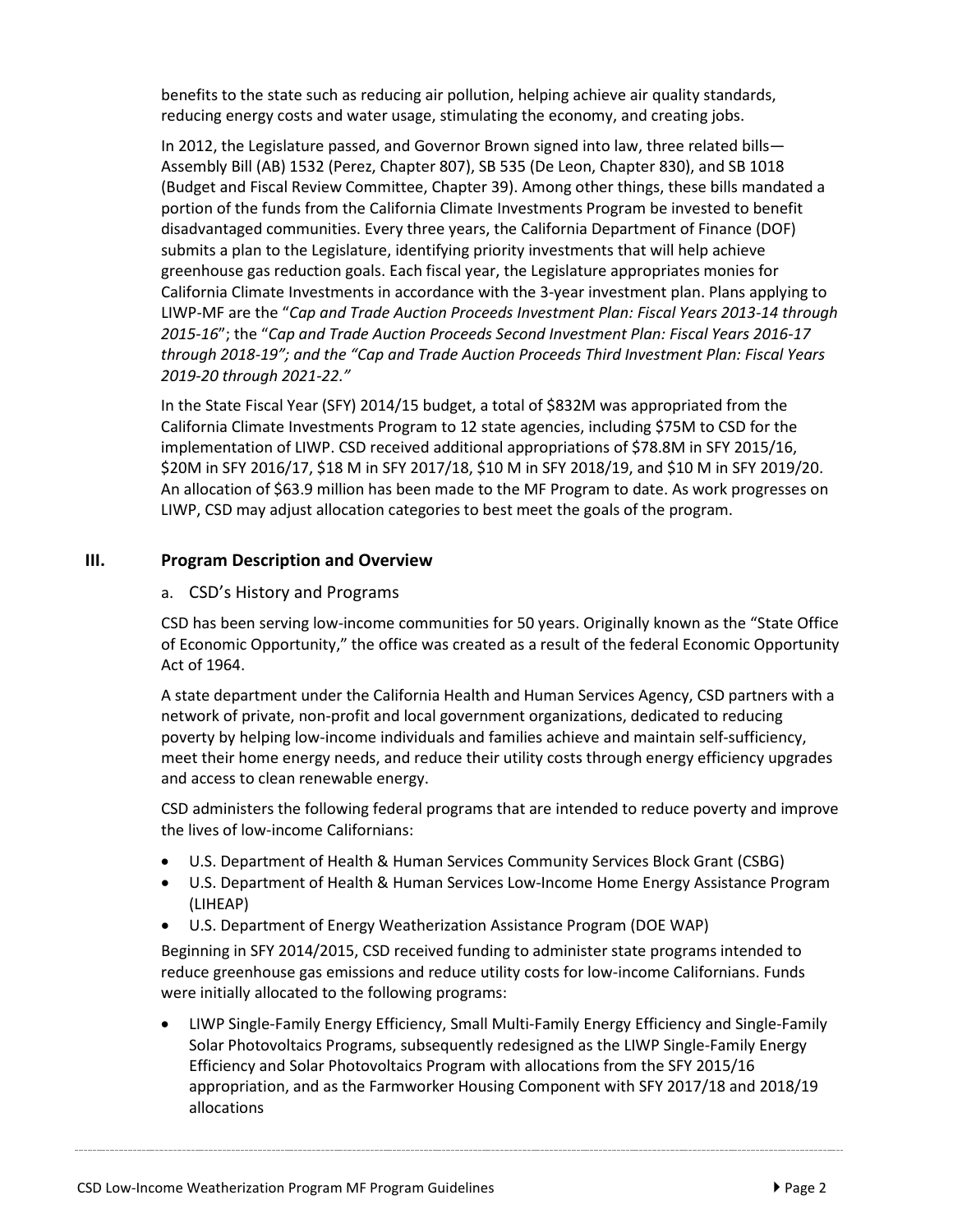benefits to the state such as reducing air pollution, helping achieve air quality standards, reducing energy costs and water usage, stimulating the economy, and creating jobs.

In 2012, the Legislature passed, and Governor Brown signed into law, three related bills—Assembly Bill (AB) 1532 (Perez, Chapter 807), SB 535 (De Leon, Chapter 830), and SB 1018 (Budget and Fiscal Review Committee, Chapter 39). Among other things, these bills mandated a portion of the funds from the California Climate Investments Program be invested to benefit disadvantaged communities. Every three years, the California Department of Finance (DOF) submits a plan to the Legislature, identifying priority investments that will help achieve greenhouse gas reduction goals. Each fiscal year, the Legislature appropriates monies for California Climate Investments in accordance with the 3-year investment plan. Plans applying to LIWP-MF are the "*Cap and Trade Auction Proceeds Investment Plan: Fiscal Years 2013-14 through 2015-16*"; the "*Cap and Trade Auction Proceeds Second Investment Plan: Fiscal Years 2016-17 through 2018-19"; and the "Cap and Trade Auction Proceeds Third Investment Plan: Fiscal Years 2019-20 through 2021-22."*

In the State Fiscal Year (SFY) 2014/15 budget, a total of $832M was appropriated from the California Climate Investments Program to 12 state agencies, including $75M to CSD for the implementation of LIWP. CSD received additional appropriations of $78.8M in SFY 2015/16, $20M in SFY 2016/17, $18 M in SFY 2017/18, $10 M in SFY 2018/19, and $10 M in SFY 2019/20. An allocation of $63.9 million has been made to the MF Program to date. As work progresses on LIWP, CSD may adjust allocation categories to best meet the goals of the program.

## III. Program Description and Overview

### a. CSD's History and Programs

CSD has been serving low-income communities for 50 years. Originally known as the "State Office of Economic Opportunity," the office was created as a result of the federal Economic Opportunity Act of 1964.

A state department under the California Health and Human Services Agency, CSD partners with a network of private, non-profit and local government organizations, dedicated to reducing poverty by helping low-income individuals and families achieve and maintain self-sufficiency, meet their home energy needs, and reduce their utility costs through energy efficiency upgrades and access to clean renewable energy.

CSD administers the following federal programs that are intended to reduce poverty and improve the lives of low-income Californians:

- U.S. Department of Health & Human Services Community Services Block Grant (CSBG)
- U.S. Department of Health & Human Services Low-Income Home Energy Assistance Program (LIHEAP)
- U.S. Department of Energy Weatherization Assistance Program (DOE WAP)

Beginning in SFY 2014/2015, CSD received funding to administer state programs intended to reduce greenhouse gas emissions and reduce utility costs for low-income Californians. Funds were initially allocated to the following programs:

- LIWP Single-Family Energy Efficiency, Small Multi-Family Energy Efficiency and Single-Family Solar Photovoltaics Programs, subsequently redesigned as the LIWP Single-Family Energy Efficiency and Solar Photovoltaics Program with allocations from the SFY 2015/16 appropriation, and as the Farmworker Housing Component with SFY 2017/18 and 2018/19 allocations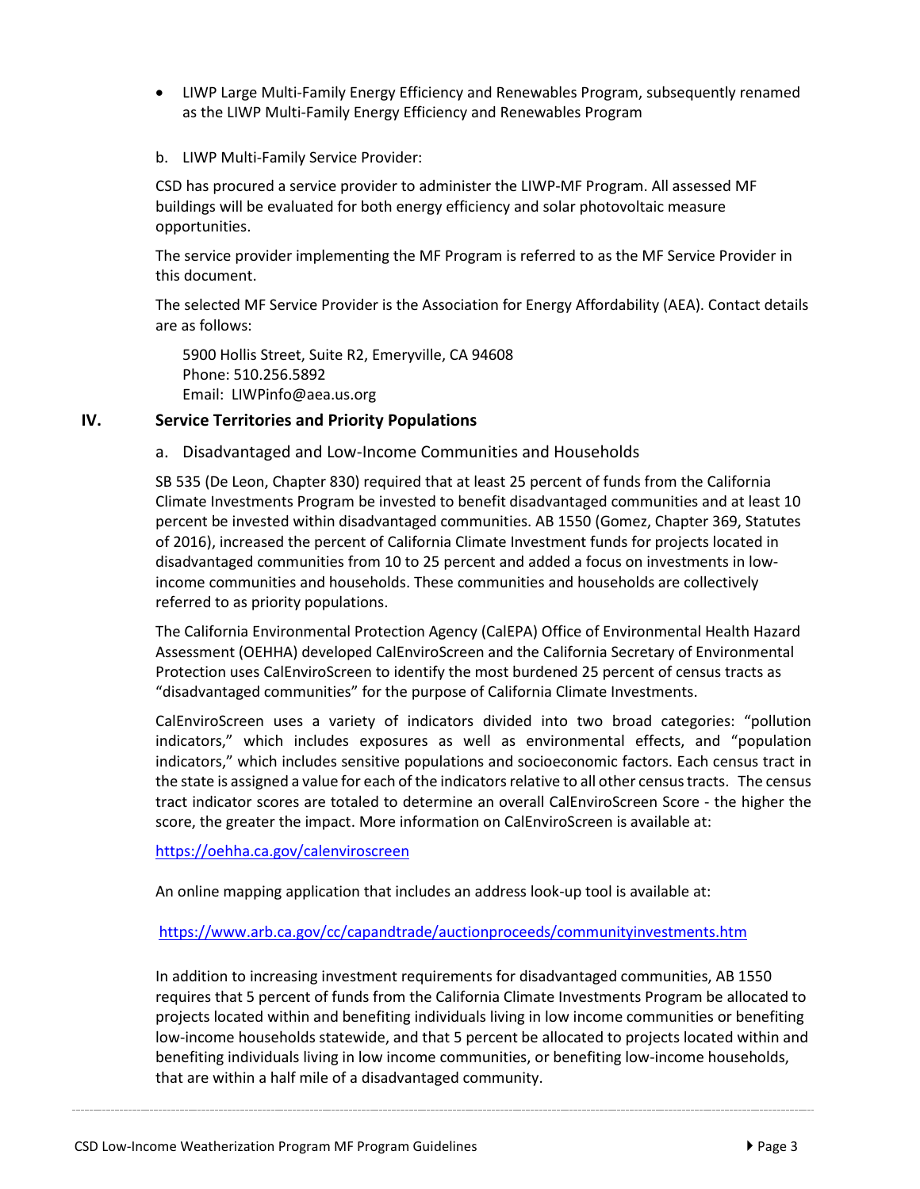- LIWP Large Multi-Family Energy Efficiency and Renewables Program, subsequently renamed as the LIWP Multi-Family Energy Efficiency and Renewables Program

b. LIWP Multi-Family Service Provider:

CSD has procured a service provider to administer the LIWP-MF Program. All assessed MF buildings will be evaluated for both energy efficiency and solar photovoltaic measure opportunities.

The service provider implementing the MF Program is referred to as the MF Service Provider in this document.

The selected MF Service Provider is the Association for Energy Affordability (AEA). Contact details are as follows:

5900 Hollis Street, Suite R2, Emeryville, CA 94608
Phone: 510.256.5892
Email: LIWPinfo@aea.us.org

## IV. Service Territories and Priority Populations

### a. Disadvantaged and Low-Income Communities and Households

SB 535 (De Leon, Chapter 830) required that at least 25 percent of funds from the California Climate Investments Program be invested to benefit disadvantaged communities and at least 10 percent be invested within disadvantaged communities. AB 1550 (Gomez, Chapter 369, Statutes of 2016), increased the percent of California Climate Investment funds for projects located in disadvantaged communities from 10 to 25 percent and added a focus on investments in low-income communities and households. These communities and households are collectively referred to as priority populations.

The California Environmental Protection Agency (CalEPA) Office of Environmental Health Hazard Assessment (OEHHA) developed CalEnviroScreen and the California Secretary of Environmental Protection uses CalEnviroScreen to identify the most burdened 25 percent of census tracts as "disadvantaged communities" for the purpose of California Climate Investments.

CalEnviroScreen uses a variety of indicators divided into two broad categories: "pollution indicators," which includes exposures as well as environmental effects, and "population indicators," which includes sensitive populations and socioeconomic factors. Each census tract in the state is assigned a value for each of the indicators relative to all other census tracts. The census tract indicator scores are totaled to determine an overall CalEnviroScreen Score - the higher the score, the greater the impact. More information on CalEnviroScreen is available at:

https://oehha.ca.gov/calenviroscreen

An online mapping application that includes an address look-up tool is available at:

https://www.arb.ca.gov/cc/capandtrade/auctionproceeds/communityinvestments.htm

In addition to increasing investment requirements for disadvantaged communities, AB 1550 requires that 5 percent of funds from the California Climate Investments Program be allocated to projects located within and benefiting individuals living in low income communities or benefiting low-income households statewide, and that 5 percent be allocated to projects located within and benefiting individuals living in low income communities, or benefiting low-income households, that are within a half mile of a disadvantaged community.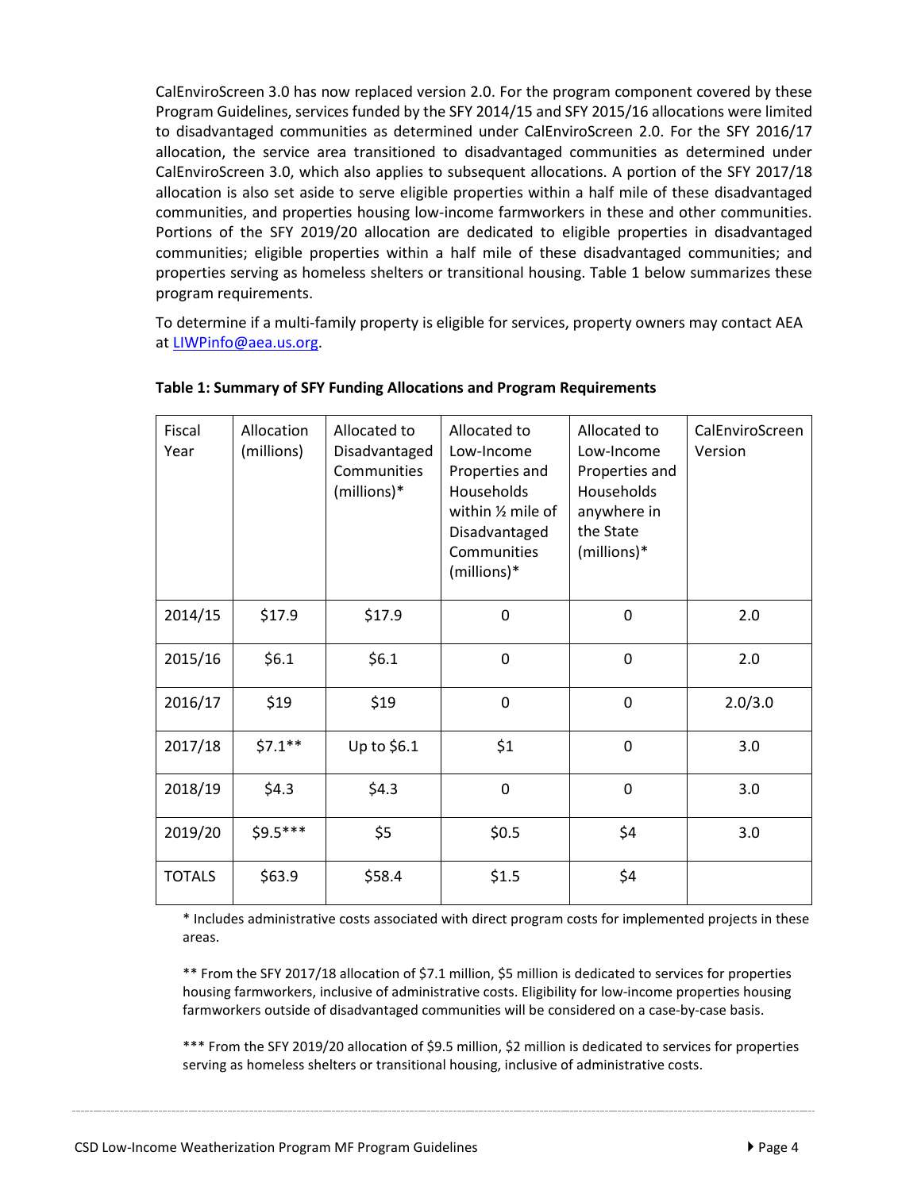CalEnviroScreen 3.0 has now replaced version 2.0. For the program component covered by these Program Guidelines, services funded by the SFY 2014/15 and SFY 2015/16 allocations were limited to disadvantaged communities as determined under CalEnviroScreen 2.0. For the SFY 2016/17 allocation, the service area transitioned to disadvantaged communities as determined under CalEnviroScreen 3.0, which also applies to subsequent allocations. A portion of the SFY 2017/18 allocation is also set aside to serve eligible properties within a half mile of these disadvantaged communities, and properties housing low-income farmworkers in these and other communities. Portions of the SFY 2019/20 allocation are dedicated to eligible properties in disadvantaged communities; eligible properties within a half mile of these disadvantaged communities; and properties serving as homeless shelters or transitional housing. Table 1 below summarizes these program requirements.

To determine if a multi-family property is eligible for services, property owners may contact AEA at LIWPinfo@aea.us.org.

**Table 1: Summary of SFY Funding Allocations and Program Requirements**

| Fiscal Year | Allocation (millions) | Allocated to Disadvantaged Communities (millions)* | Allocated to Low-Income Properties and Households within ½ mile of Disadvantaged Communities (millions)* | Allocated to Low-Income Properties and Households anywhere in the State (millions)* | CalEnviroScreen Version |
|---|---|---|---|---|---|
| 2014/15 | $17.9 | $17.9 | 0 | 0 | 2.0 |
| 2015/16 | $6.1 | $6.1 | 0 | 0 | 2.0 |
| 2016/17 | $19 | $19 | 0 | 0 | 2.0/3.0 |
| 2017/18 | $7.1** | Up to $6.1 | $1 | 0 | 3.0 |
| 2018/19 | $4.3 | $4.3 | 0 | 0 | 3.0 |
| 2019/20 | $9.5*** | $5 | $0.5 | $4 | 3.0 |
| TOTALS | $63.9 | $58.4 | $1.5 | $4 | |

\* Includes administrative costs associated with direct program costs for implemented projects in these areas.

** From the SFY 2017/18 allocation of $7.1 million, $5 million is dedicated to services for properties housing farmworkers, inclusive of administrative costs. Eligibility for low-income properties housing farmworkers outside of disadvantaged communities will be considered on a case-by-case basis.

*** From the SFY 2019/20 allocation of $9.5 million, $2 million is dedicated to services for properties serving as homeless shelters or transitional housing, inclusive of administrative costs.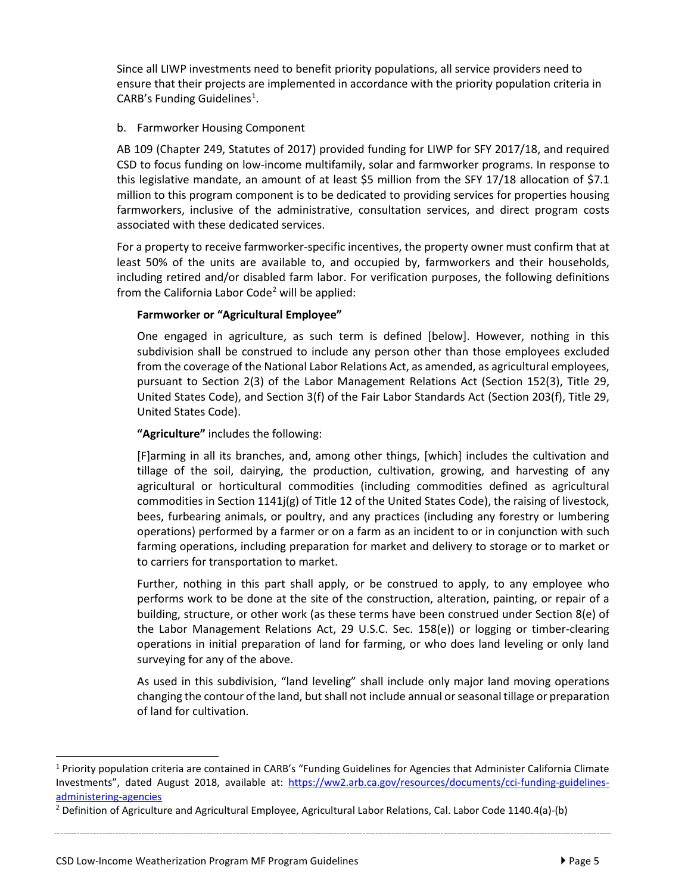Since all LIWP investments need to benefit priority populations, all service providers need to ensure that their projects are implemented in accordance with the priority population criteria in CARB's Funding Guidelines[1].

b. Farmworker Housing Component

AB 109 (Chapter 249, Statutes of 2017) provided funding for LIWP for SFY 2017/18, and required CSD to focus funding on low-income multifamily, solar and farmworker programs. In response to this legislative mandate, an amount of at least $5 million from the SFY 17/18 allocation of $7.1 million to this program component is to be dedicated to providing services for properties housing farmworkers, inclusive of the administrative, consultation services, and direct program costs associated with these dedicated services.

For a property to receive farmworker-specific incentives, the property owner must confirm that at least 50% of the units are available to, and occupied by, farmworkers and their households, including retired and/or disabled farm labor. For verification purposes, the following definitions from the California Labor Code[2] will be applied:

> **Farmworker or "Agricultural Employee"**
>
> One engaged in agriculture, as such term is defined [below]. However, nothing in this subdivision shall be construed to include any person other than those employees excluded from the coverage of the National Labor Relations Act, as amended, as agricultural employees, pursuant to Section 2(3) of the Labor Management Relations Act (Section 152(3), Title 29, United States Code), and Section 3(f) of the Fair Labor Standards Act (Section 203(f), Title 29, United States Code).
>
> **"Agriculture"** includes the following:
>
> [F]arming in all its branches, and, among other things, [which] includes the cultivation and tillage of the soil, dairying, the production, cultivation, growing, and harvesting of any agricultural or horticultural commodities (including commodities defined as agricultural commodities in Section 1141j(g) of Title 12 of the United States Code), the raising of livestock, bees, furbearing animals, or poultry, and any practices (including any forestry or lumbering operations) performed by a farmer or on a farm as an incident to or in conjunction with such farming operations, including preparation for market and delivery to storage or to market or to carriers for transportation to market.
>
> Further, nothing in this part shall apply, or be construed to apply, to any employee who performs work to be done at the site of the construction, alteration, painting, or repair of a building, structure, or other work (as these terms have been construed under Section 8(e) of the Labor Management Relations Act, 29 U.S.C. Sec. 158(e)) or logging or timber-clearing operations in initial preparation of land for farming, or who does land leveling or only land surveying for any of the above.
>
> As used in this subdivision, "land leveling" shall include only major land moving operations changing the contour of the land, but shall not include annual or seasonal tillage or preparation of land for cultivation.

---

[1] Priority population criteria are contained in CARB's "Funding Guidelines for Agencies that Administer California Climate Investments", dated August 2018, available at: https://ww2.arb.ca.gov/resources/documents/cci-funding-guidelines-administering-agencies

[2] Definition of Agriculture and Agricultural Employee, Agricultural Labor Relations, Cal. Labor Code 1140.4(a)-(b)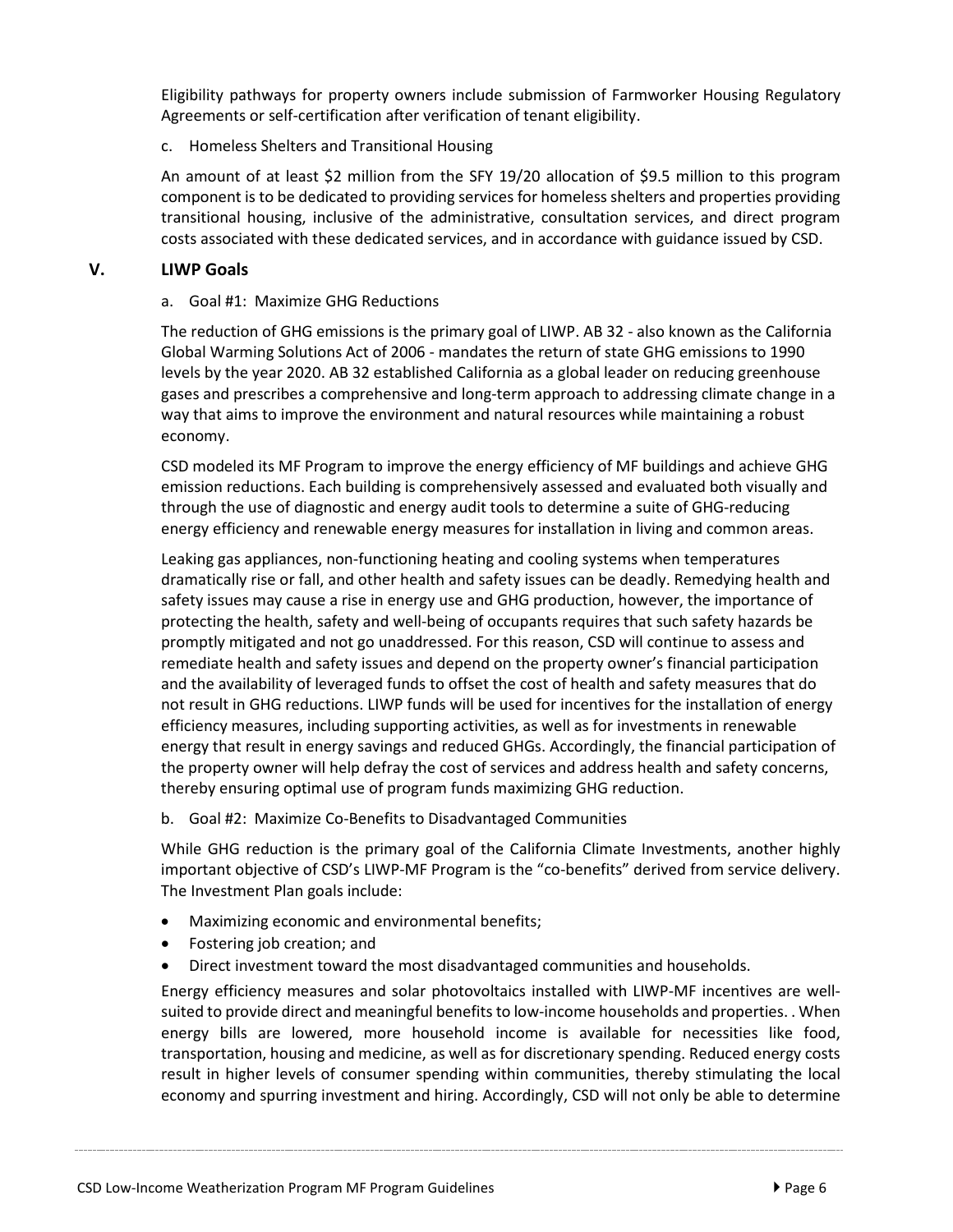Eligibility pathways for property owners include submission of Farmworker Housing Regulatory Agreements or self-certification after verification of tenant eligibility.

c. Homeless Shelters and Transitional Housing

An amount of at least $2 million from the SFY 19/20 allocation of $9.5 million to this program component is to be dedicated to providing services for homeless shelters and properties providing transitional housing, inclusive of the administrative, consultation services, and direct program costs associated with these dedicated services, and in accordance with guidance issued by CSD.

## V. LIWP Goals

a. Goal #1: Maximize GHG Reductions

The reduction of GHG emissions is the primary goal of LIWP. AB 32 - also known as the California Global Warming Solutions Act of 2006 - mandates the return of state GHG emissions to 1990 levels by the year 2020. AB 32 established California as a global leader on reducing greenhouse gases and prescribes a comprehensive and long-term approach to addressing climate change in a way that aims to improve the environment and natural resources while maintaining a robust economy.

CSD modeled its MF Program to improve the energy efficiency of MF buildings and achieve GHG emission reductions. Each building is comprehensively assessed and evaluated both visually and through the use of diagnostic and energy audit tools to determine a suite of GHG-reducing energy efficiency and renewable energy measures for installation in living and common areas.

Leaking gas appliances, non-functioning heating and cooling systems when temperatures dramatically rise or fall, and other health and safety issues can be deadly. Remedying health and safety issues may cause a rise in energy use and GHG production, however, the importance of protecting the health, safety and well-being of occupants requires that such safety hazards be promptly mitigated and not go unaddressed. For this reason, CSD will continue to assess and remediate health and safety issues and depend on the property owner's financial participation and the availability of leveraged funds to offset the cost of health and safety measures that do not result in GHG reductions. LIWP funds will be used for incentives for the installation of energy efficiency measures, including supporting activities, as well as for investments in renewable energy that result in energy savings and reduced GHGs. Accordingly, the financial participation of the property owner will help defray the cost of services and address health and safety concerns, thereby ensuring optimal use of program funds maximizing GHG reduction.

b. Goal #2: Maximize Co-Benefits to Disadvantaged Communities

While GHG reduction is the primary goal of the California Climate Investments, another highly important objective of CSD's LIWP-MF Program is the "co-benefits" derived from service delivery. The Investment Plan goals include:

- Maximizing economic and environmental benefits;
- Fostering job creation; and
- Direct investment toward the most disadvantaged communities and households.

Energy efficiency measures and solar photovoltaics installed with LIWP-MF incentives are well-suited to provide direct and meaningful benefits to low-income households and properties. . When energy bills are lowered, more household income is available for necessities like food, transportation, housing and medicine, as well as for discretionary spending. Reduced energy costs result in higher levels of consumer spending within communities, thereby stimulating the local economy and spurring investment and hiring. Accordingly, CSD will not only be able to determine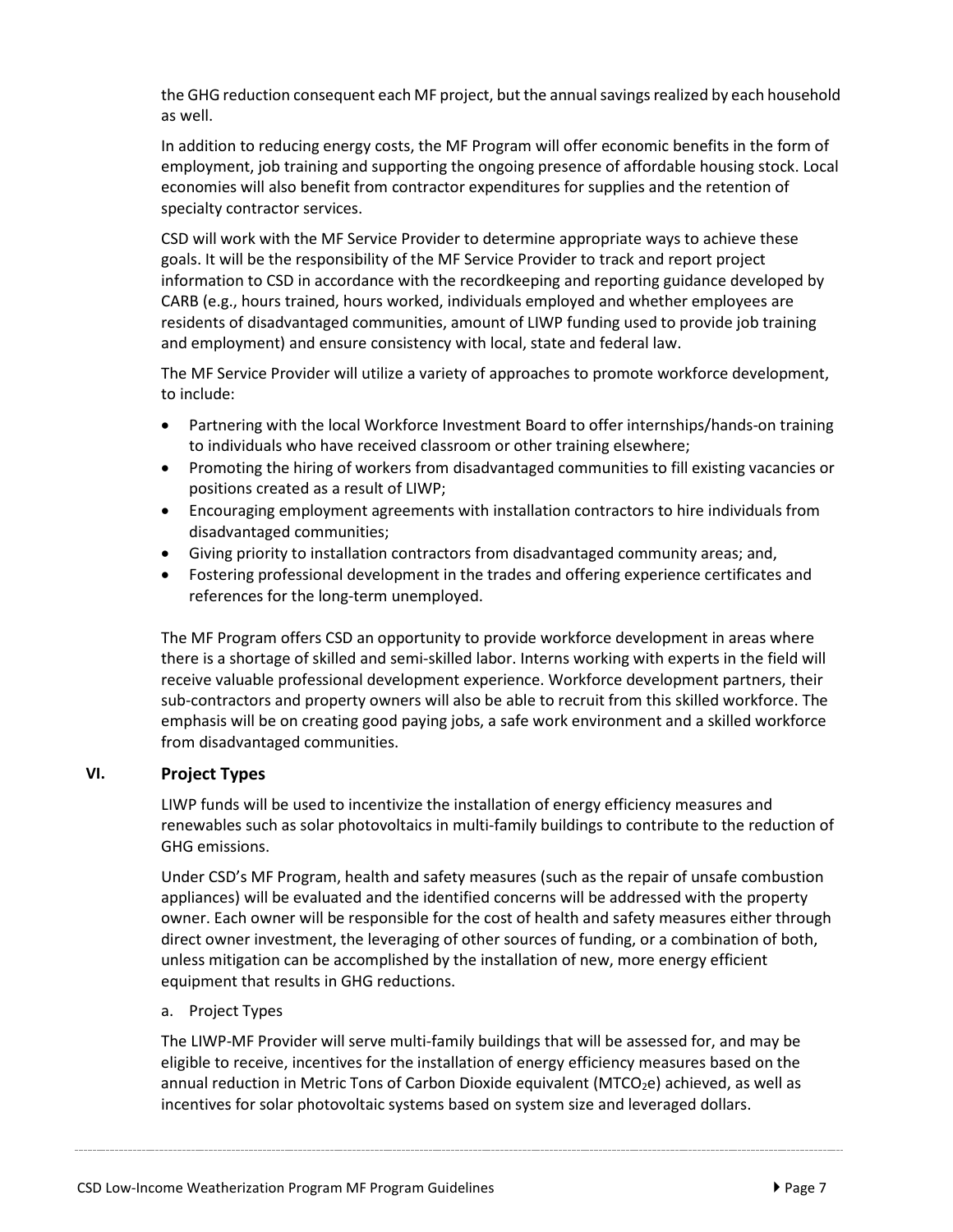the GHG reduction consequent each MF project, but the annual savings realized by each household as well.

In addition to reducing energy costs, the MF Program will offer economic benefits in the form of employment, job training and supporting the ongoing presence of affordable housing stock. Local economies will also benefit from contractor expenditures for supplies and the retention of specialty contractor services.

CSD will work with the MF Service Provider to determine appropriate ways to achieve these goals. It will be the responsibility of the MF Service Provider to track and report project information to CSD in accordance with the recordkeeping and reporting guidance developed by CARB (e.g., hours trained, hours worked, individuals employed and whether employees are residents of disadvantaged communities, amount of LIWP funding used to provide job training and employment) and ensure consistency with local, state and federal law.

The MF Service Provider will utilize a variety of approaches to promote workforce development, to include:

- Partnering with the local Workforce Investment Board to offer internships/hands-on training to individuals who have received classroom or other training elsewhere;
- Promoting the hiring of workers from disadvantaged communities to fill existing vacancies or positions created as a result of LIWP;
- Encouraging employment agreements with installation contractors to hire individuals from disadvantaged communities;
- Giving priority to installation contractors from disadvantaged community areas; and,
- Fostering professional development in the trades and offering experience certificates and references for the long-term unemployed.

The MF Program offers CSD an opportunity to provide workforce development in areas where there is a shortage of skilled and semi-skilled labor. Interns working with experts in the field will receive valuable professional development experience. Workforce development partners, their sub-contractors and property owners will also be able to recruit from this skilled workforce. The emphasis will be on creating good paying jobs, a safe work environment and a skilled workforce from disadvantaged communities.

## VI. Project Types

LIWP funds will be used to incentivize the installation of energy efficiency measures and renewables such as solar photovoltaics in multi-family buildings to contribute to the reduction of GHG emissions.

Under CSD's MF Program, health and safety measures (such as the repair of unsafe combustion appliances) will be evaluated and the identified concerns will be addressed with the property owner. Each owner will be responsible for the cost of health and safety measures either through direct owner investment, the leveraging of other sources of funding, or a combination of both, unless mitigation can be accomplished by the installation of new, more energy efficient equipment that results in GHG reductions.

a. Project Types

The LIWP-MF Provider will serve multi-family buildings that will be assessed for, and may be eligible to receive, incentives for the installation of energy efficiency measures based on the annual reduction in Metric Tons of Carbon Dioxide equivalent ($MTCO_2e$) achieved, as well as incentives for solar photovoltaic systems based on system size and leveraged dollars.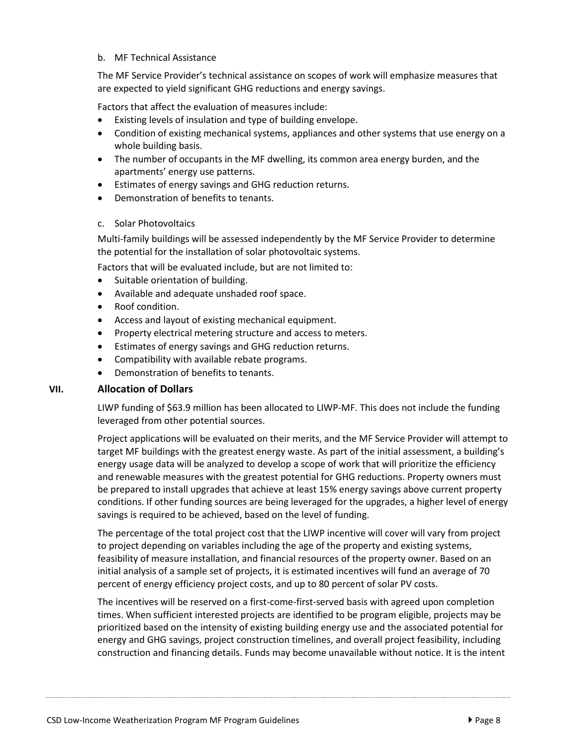b. MF Technical Assistance

The MF Service Provider's technical assistance on scopes of work will emphasize measures that are expected to yield significant GHG reductions and energy savings.

Factors that affect the evaluation of measures include:

- Existing levels of insulation and type of building envelope.
- Condition of existing mechanical systems, appliances and other systems that use energy on a whole building basis.
- The number of occupants in the MF dwelling, its common area energy burden, and the apartments' energy use patterns.
- Estimates of energy savings and GHG reduction returns.
- Demonstration of benefits to tenants.

c. Solar Photovoltaics

Multi-family buildings will be assessed independently by the MF Service Provider to determine the potential for the installation of solar photovoltaic systems.

Factors that will be evaluated include, but are not limited to:

- Suitable orientation of building.
- Available and adequate unshaded roof space.
- Roof condition.
- Access and layout of existing mechanical equipment.
- Property electrical metering structure and access to meters.
- Estimates of energy savings and GHG reduction returns.
- Compatibility with available rebate programs.
- Demonstration of benefits to tenants.

## VII. Allocation of Dollars

LIWP funding of $63.9 million has been allocated to LIWP-MF. This does not include the funding leveraged from other potential sources.

Project applications will be evaluated on their merits, and the MF Service Provider will attempt to target MF buildings with the greatest energy waste. As part of the initial assessment, a building's energy usage data will be analyzed to develop a scope of work that will prioritize the efficiency and renewable measures with the greatest potential for GHG reductions. Property owners must be prepared to install upgrades that achieve at least 15% energy savings above current property conditions. If other funding sources are being leveraged for the upgrades, a higher level of energy savings is required to be achieved, based on the level of funding.

The percentage of the total project cost that the LIWP incentive will cover will vary from project to project depending on variables including the age of the property and existing systems, feasibility of measure installation, and financial resources of the property owner. Based on an initial analysis of a sample set of projects, it is estimated incentives will fund an average of 70 percent of energy efficiency project costs, and up to 80 percent of solar PV costs.

The incentives will be reserved on a first-come-first-served basis with agreed upon completion times. When sufficient interested projects are identified to be program eligible, projects may be prioritized based on the intensity of existing building energy use and the associated potential for energy and GHG savings, project construction timelines, and overall project feasibility, including construction and financing details. Funds may become unavailable without notice. It is the intent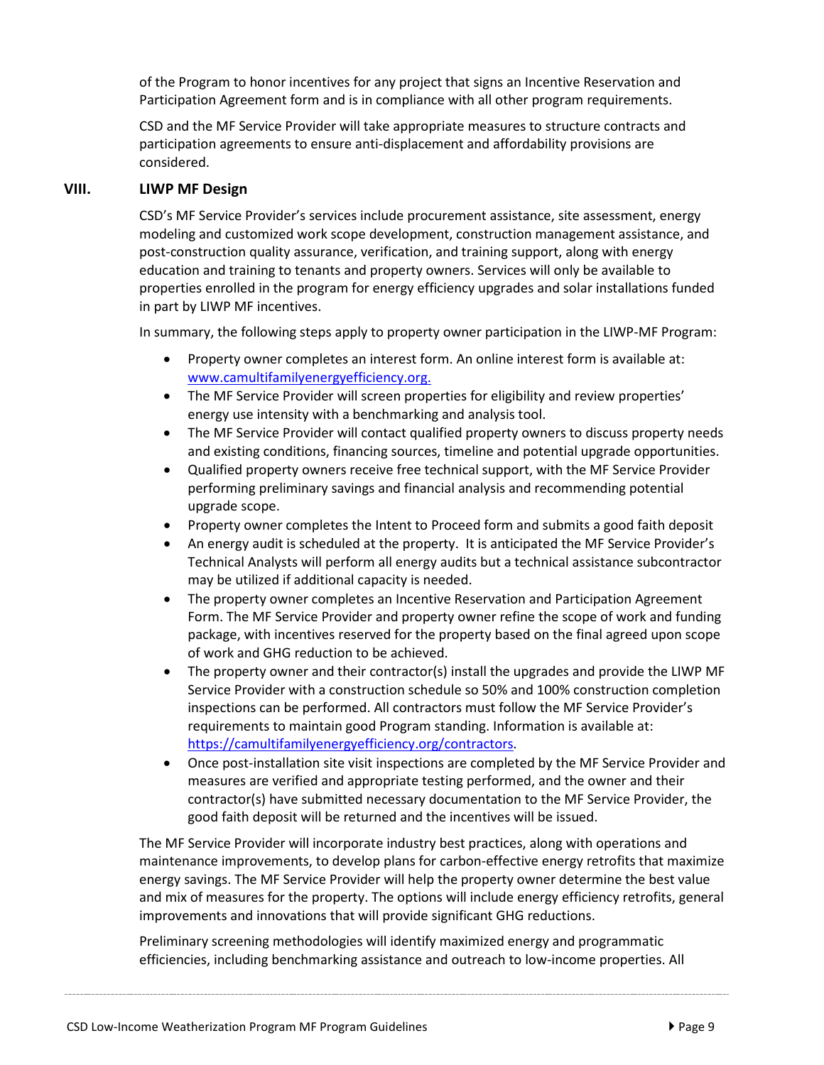of the Program to honor incentives for any project that signs an Incentive Reservation and Participation Agreement form and is in compliance with all other program requirements.

CSD and the MF Service Provider will take appropriate measures to structure contracts and participation agreements to ensure anti-displacement and affordability provisions are considered.

## VIII. LIWP MF Design

CSD's MF Service Provider's services include procurement assistance, site assessment, energy modeling and customized work scope development, construction management assistance, and post-construction quality assurance, verification, and training support, along with energy education and training to tenants and property owners. Services will only be available to properties enrolled in the program for energy efficiency upgrades and solar installations funded in part by LIWP MF incentives.

In summary, the following steps apply to property owner participation in the LIWP-MF Program:

- Property owner completes an interest form. An online interest form is available at: [www.camultifamilyenergyefficiency.org.](www.camultifamilyenergyefficiency.org)
- The MF Service Provider will screen properties for eligibility and review properties' energy use intensity with a benchmarking and analysis tool.
- The MF Service Provider will contact qualified property owners to discuss property needs and existing conditions, financing sources, timeline and potential upgrade opportunities.
- Qualified property owners receive free technical support, with the MF Service Provider performing preliminary savings and financial analysis and recommending potential upgrade scope.
- Property owner completes the Intent to Proceed form and submits a good faith deposit
- An energy audit is scheduled at the property. It is anticipated the MF Service Provider's Technical Analysts will perform all energy audits but a technical assistance subcontractor may be utilized if additional capacity is needed.
- The property owner completes an Incentive Reservation and Participation Agreement Form. The MF Service Provider and property owner refine the scope of work and funding package, with incentives reserved for the property based on the final agreed upon scope of work and GHG reduction to be achieved.
- The property owner and their contractor(s) install the upgrades and provide the LIWP MF Service Provider with a construction schedule so 50% and 100% construction completion inspections can be performed. All contractors must follow the MF Service Provider's requirements to maintain good Program standing. Information is available at: [https://camultifamilyenergyefficiency.org/contractors](https://camultifamilyenergyefficiency.org/contractors).
- Once post-installation site visit inspections are completed by the MF Service Provider and measures are verified and appropriate testing performed, and the owner and their contractor(s) have submitted necessary documentation to the MF Service Provider, the good faith deposit will be returned and the incentives will be issued.

The MF Service Provider will incorporate industry best practices, along with operations and maintenance improvements, to develop plans for carbon-effective energy retrofits that maximize energy savings. The MF Service Provider will help the property owner determine the best value and mix of measures for the property. The options will include energy efficiency retrofits, general improvements and innovations that will provide significant GHG reductions.

Preliminary screening methodologies will identify maximized energy and programmatic efficiencies, including benchmarking assistance and outreach to low-income properties. All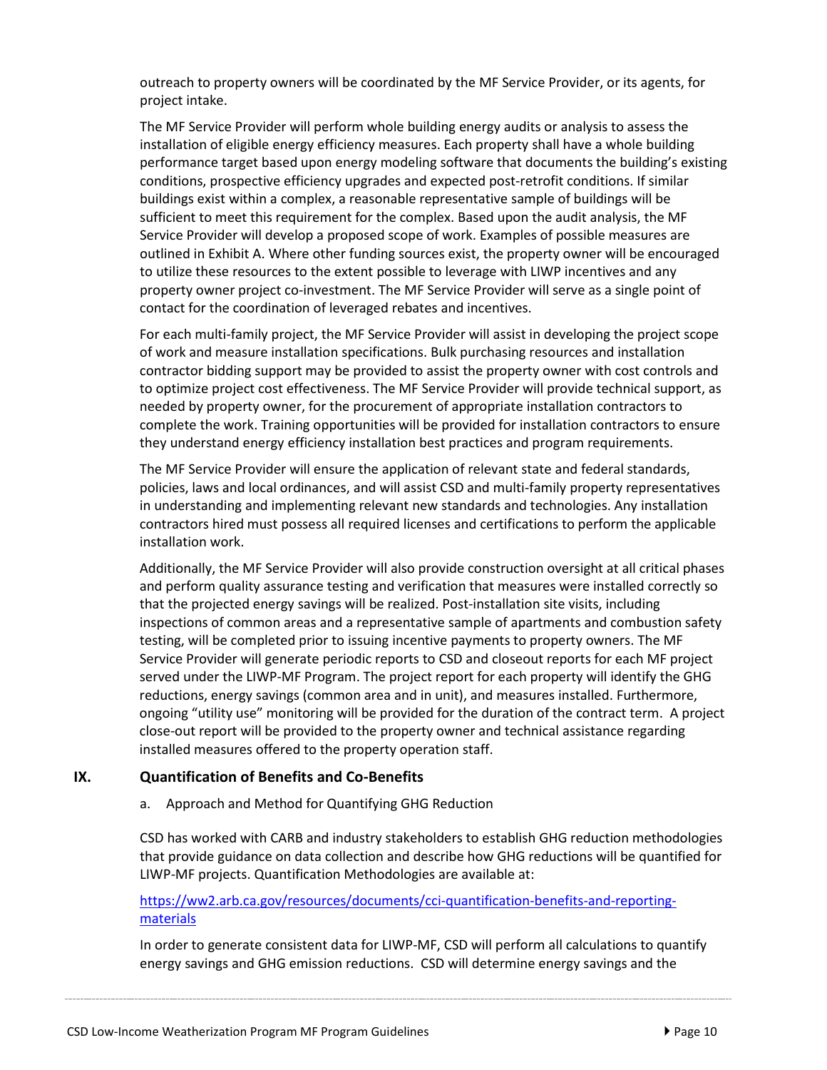outreach to property owners will be coordinated by the MF Service Provider, or its agents, for project intake.

The MF Service Provider will perform whole building energy audits or analysis to assess the installation of eligible energy efficiency measures. Each property shall have a whole building performance target based upon energy modeling software that documents the building's existing conditions, prospective efficiency upgrades and expected post-retrofit conditions. If similar buildings exist within a complex, a reasonable representative sample of buildings will be sufficient to meet this requirement for the complex. Based upon the audit analysis, the MF Service Provider will develop a proposed scope of work. Examples of possible measures are outlined in Exhibit A. Where other funding sources exist, the property owner will be encouraged to utilize these resources to the extent possible to leverage with LIWP incentives and any property owner project co-investment. The MF Service Provider will serve as a single point of contact for the coordination of leveraged rebates and incentives.

For each multi-family project, the MF Service Provider will assist in developing the project scope of work and measure installation specifications. Bulk purchasing resources and installation contractor bidding support may be provided to assist the property owner with cost controls and to optimize project cost effectiveness. The MF Service Provider will provide technical support, as needed by property owner, for the procurement of appropriate installation contractors to complete the work. Training opportunities will be provided for installation contractors to ensure they understand energy efficiency installation best practices and program requirements.

The MF Service Provider will ensure the application of relevant state and federal standards, policies, laws and local ordinances, and will assist CSD and multi-family property representatives in understanding and implementing relevant new standards and technologies. Any installation contractors hired must possess all required licenses and certifications to perform the applicable installation work.

Additionally, the MF Service Provider will also provide construction oversight at all critical phases and perform quality assurance testing and verification that measures were installed correctly so that the projected energy savings will be realized. Post-installation site visits, including inspections of common areas and a representative sample of apartments and combustion safety testing, will be completed prior to issuing incentive payments to property owners. The MF Service Provider will generate periodic reports to CSD and closeout reports for each MF project served under the LIWP-MF Program. The project report for each property will identify the GHG reductions, energy savings (common area and in unit), and measures installed. Furthermore, ongoing "utility use" monitoring will be provided for the duration of the contract term. A project close-out report will be provided to the property owner and technical assistance regarding installed measures offered to the property operation staff.

## IX. Quantification of Benefits and Co-Benefits

a. Approach and Method for Quantifying GHG Reduction

CSD has worked with CARB and industry stakeholders to establish GHG reduction methodologies that provide guidance on data collection and describe how GHG reductions will be quantified for LIWP-MF projects. Quantification Methodologies are available at:

[https://ww2.arb.ca.gov/resources/documents/cci-quantification-benefits-and-reporting-materials](https://ww2.arb.ca.gov/resources/documents/cci-quantification-benefits-and-reporting-materials)

In order to generate consistent data for LIWP-MF, CSD will perform all calculations to quantify energy savings and GHG emission reductions. CSD will determine energy savings and the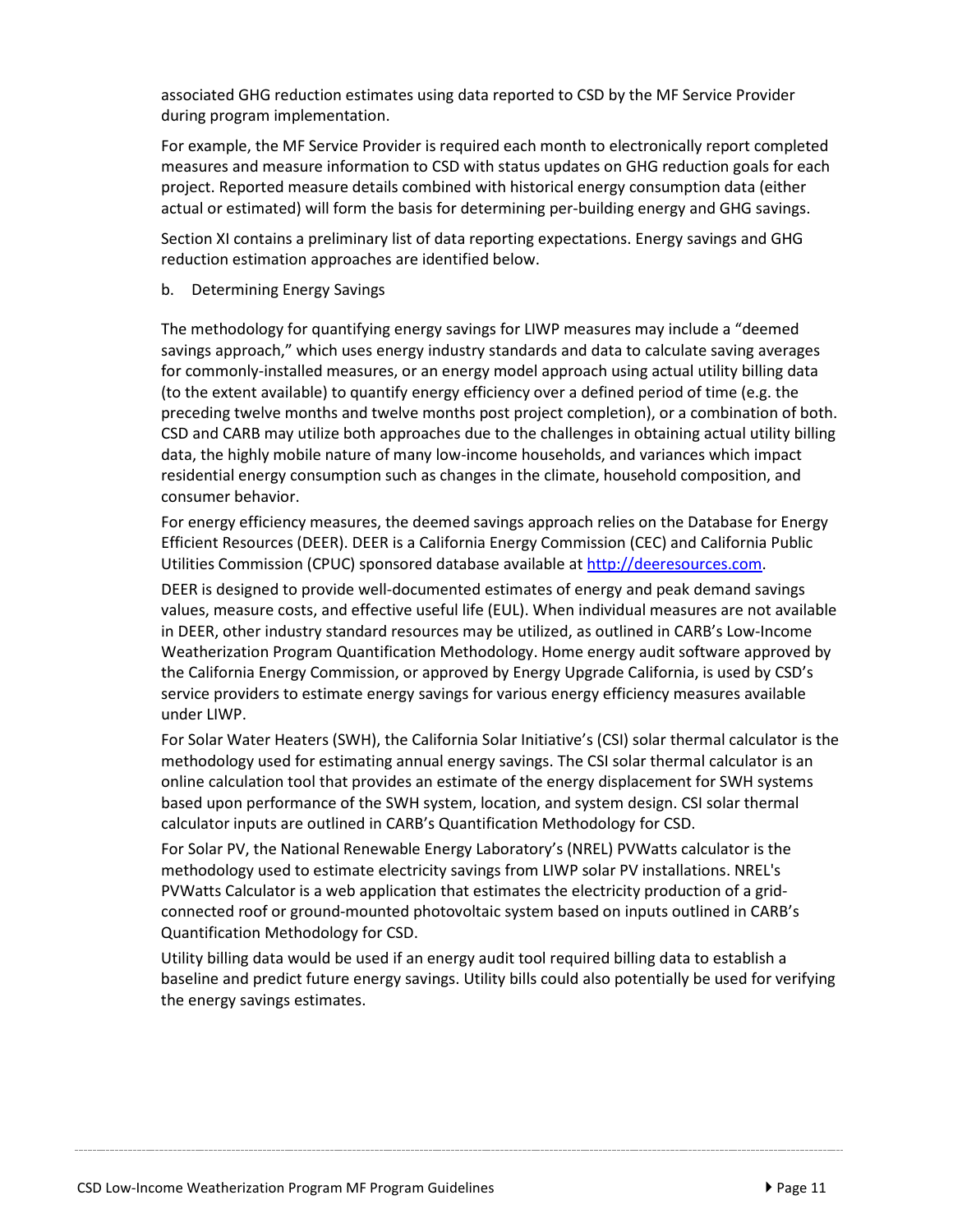associated GHG reduction estimates using data reported to CSD by the MF Service Provider during program implementation.

For example, the MF Service Provider is required each month to electronically report completed measures and measure information to CSD with status updates on GHG reduction goals for each project. Reported measure details combined with historical energy consumption data (either actual or estimated) will form the basis for determining per-building energy and GHG savings.

Section XI contains a preliminary list of data reporting expectations. Energy savings and GHG reduction estimation approaches are identified below.

b. Determining Energy Savings

The methodology for quantifying energy savings for LIWP measures may include a "deemed savings approach," which uses energy industry standards and data to calculate saving averages for commonly-installed measures, or an energy model approach using actual utility billing data (to the extent available) to quantify energy efficiency over a defined period of time (e.g. the preceding twelve months and twelve months post project completion), or a combination of both. CSD and CARB may utilize both approaches due to the challenges in obtaining actual utility billing data, the highly mobile nature of many low-income households, and variances which impact residential energy consumption such as changes in the climate, household composition, and consumer behavior.

For energy efficiency measures, the deemed savings approach relies on the Database for Energy Efficient Resources (DEER). DEER is a California Energy Commission (CEC) and California Public Utilities Commission (CPUC) sponsored database available at [http://deeresources.com](http://deeresources.com).

DEER is designed to provide well-documented estimates of energy and peak demand savings values, measure costs, and effective useful life (EUL). When individual measures are not available in DEER, other industry standard resources may be utilized, as outlined in CARB's Low-Income Weatherization Program Quantification Methodology. Home energy audit software approved by the California Energy Commission, or approved by Energy Upgrade California, is used by CSD's service providers to estimate energy savings for various energy efficiency measures available under LIWP.

For Solar Water Heaters (SWH), the California Solar Initiative's (CSI) solar thermal calculator is the methodology used for estimating annual energy savings. The CSI solar thermal calculator is an online calculation tool that provides an estimate of the energy displacement for SWH systems based upon performance of the SWH system, location, and system design. CSI solar thermal calculator inputs are outlined in CARB's Quantification Methodology for CSD.

For Solar PV, the National Renewable Energy Laboratory's (NREL) PVWatts calculator is the methodology used to estimate electricity savings from LIWP solar PV installations. NREL's PVWatts Calculator is a web application that estimates the electricity production of a grid-connected roof or ground-mounted photovoltaic system based on inputs outlined in CARB's Quantification Methodology for CSD.

Utility billing data would be used if an energy audit tool required billing data to establish a baseline and predict future energy savings. Utility bills could also potentially be used for verifying the energy savings estimates.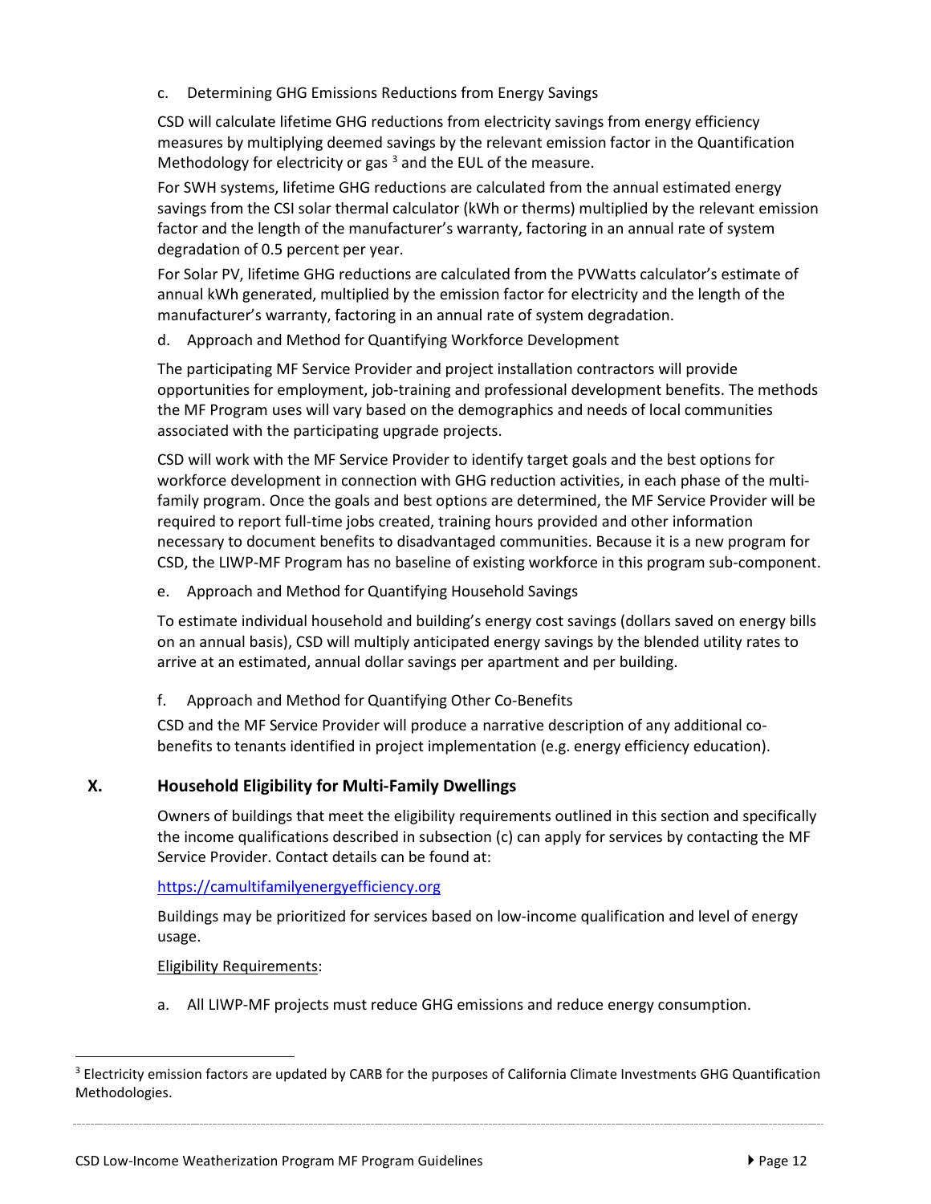c. Determining GHG Emissions Reductions from Energy Savings

CSD will calculate lifetime GHG reductions from electricity savings from energy efficiency measures by multiplying deemed savings by the relevant emission factor in the Quantification Methodology for electricity or gas [3] and the EUL of the measure.

For SWH systems, lifetime GHG reductions are calculated from the annual estimated energy savings from the CSI solar thermal calculator (kWh or therms) multiplied by the relevant emission factor and the length of the manufacturer's warranty, factoring in an annual rate of system degradation of 0.5 percent per year.

For Solar PV, lifetime GHG reductions are calculated from the PVWatts calculator's estimate of annual kWh generated, multiplied by the emission factor for electricity and the length of the manufacturer's warranty, factoring in an annual rate of system degradation.

d. Approach and Method for Quantifying Workforce Development

The participating MF Service Provider and project installation contractors will provide opportunities for employment, job-training and professional development benefits. The methods the MF Program uses will vary based on the demographics and needs of local communities associated with the participating upgrade projects.

CSD will work with the MF Service Provider to identify target goals and the best options for workforce development in connection with GHG reduction activities, in each phase of the multi-family program. Once the goals and best options are determined, the MF Service Provider will be required to report full-time jobs created, training hours provided and other information necessary to document benefits to disadvantaged communities. Because it is a new program for CSD, the LIWP-MF Program has no baseline of existing workforce in this program sub-component.

e. Approach and Method for Quantifying Household Savings

To estimate individual household and building's energy cost savings (dollars saved on energy bills on an annual basis), CSD will multiply anticipated energy savings by the blended utility rates to arrive at an estimated, annual dollar savings per apartment and per building.

f. Approach and Method for Quantifying Other Co-Benefits

CSD and the MF Service Provider will produce a narrative description of any additional co-benefits to tenants identified in project implementation (e.g. energy efficiency education).

## X. Household Eligibility for Multi-Family Dwellings

Owners of buildings that meet the eligibility requirements outlined in this section and specifically the income qualifications described in subsection (c) can apply for services by contacting the MF Service Provider. Contact details can be found at:

https://camultifamilyenergyefficiency.org

Buildings may be prioritized for services based on low-income qualification and level of energy usage.

Eligibility Requirements:

a. All LIWP-MF projects must reduce GHG emissions and reduce energy consumption.

[3] Electricity emission factors are updated by CARB for the purposes of California Climate Investments GHG Quantification Methodologies.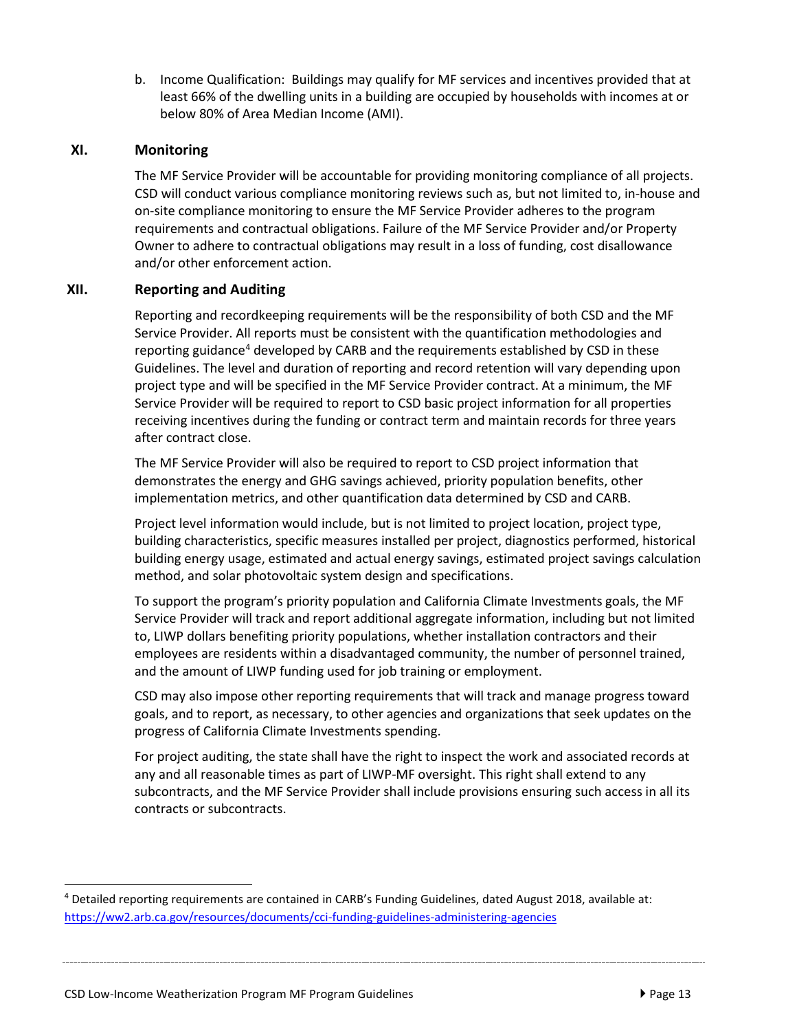b. Income Qualification: Buildings may qualify for MF services and incentives provided that at least 66% of the dwelling units in a building are occupied by households with incomes at or below 80% of Area Median Income (AMI).

## XI. Monitoring

The MF Service Provider will be accountable for providing monitoring compliance of all projects. CSD will conduct various compliance monitoring reviews such as, but not limited to, in-house and on-site compliance monitoring to ensure the MF Service Provider adheres to the program requirements and contractual obligations. Failure of the MF Service Provider and/or Property Owner to adhere to contractual obligations may result in a loss of funding, cost disallowance and/or other enforcement action.

## XII. Reporting and Auditing

Reporting and recordkeeping requirements will be the responsibility of both CSD and the MF Service Provider. All reports must be consistent with the quantification methodologies and reporting guidance[4] developed by CARB and the requirements established by CSD in these Guidelines. The level and duration of reporting and record retention will vary depending upon project type and will be specified in the MF Service Provider contract. At a minimum, the MF Service Provider will be required to report to CSD basic project information for all properties receiving incentives during the funding or contract term and maintain records for three years after contract close.

The MF Service Provider will also be required to report to CSD project information that demonstrates the energy and GHG savings achieved, priority population benefits, other implementation metrics, and other quantification data determined by CSD and CARB.

Project level information would include, but is not limited to project location, project type, building characteristics, specific measures installed per project, diagnostics performed, historical building energy usage, estimated and actual energy savings, estimated project savings calculation method, and solar photovoltaic system design and specifications.

To support the program's priority population and California Climate Investments goals, the MF Service Provider will track and report additional aggregate information, including but not limited to, LIWP dollars benefiting priority populations, whether installation contractors and their employees are residents within a disadvantaged community, the number of personnel trained, and the amount of LIWP funding used for job training or employment.

CSD may also impose other reporting requirements that will track and manage progress toward goals, and to report, as necessary, to other agencies and organizations that seek updates on the progress of California Climate Investments spending.

For project auditing, the state shall have the right to inspect the work and associated records at any and all reasonable times as part of LIWP-MF oversight. This right shall extend to any subcontracts, and the MF Service Provider shall include provisions ensuring such access in all its contracts or subcontracts.

---

[4] Detailed reporting requirements are contained in CARB's Funding Guidelines, dated August 2018, available at: https://ww2.arb.ca.gov/resources/documents/cci-funding-guidelines-administering-agencies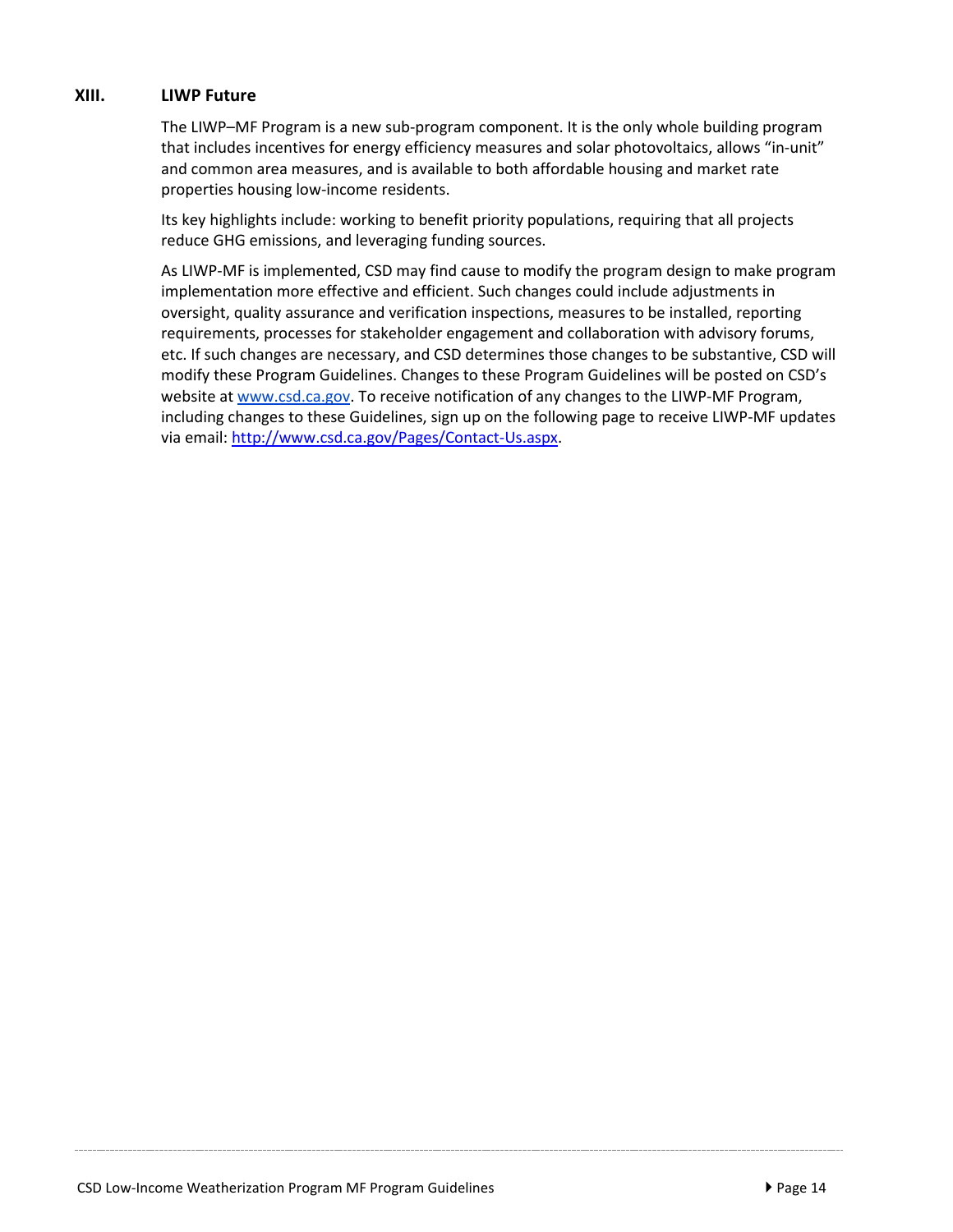## XIII. LIWP Future

The LIWP–MF Program is a new sub-program component. It is the only whole building program that includes incentives for energy efficiency measures and solar photovoltaics, allows "in-unit" and common area measures, and is available to both affordable housing and market rate properties housing low-income residents.

Its key highlights include: working to benefit priority populations, requiring that all projects reduce GHG emissions, and leveraging funding sources.

As LIWP-MF is implemented, CSD may find cause to modify the program design to make program implementation more effective and efficient. Such changes could include adjustments in oversight, quality assurance and verification inspections, measures to be installed, reporting requirements, processes for stakeholder engagement and collaboration with advisory forums, etc. If such changes are necessary, and CSD determines those changes to be substantive, CSD will modify these Program Guidelines. Changes to these Program Guidelines will be posted on CSD's website at [www.csd.ca.gov](http://www.csd.ca.gov). To receive notification of any changes to the LIWP-MF Program, including changes to these Guidelines, sign up on the following page to receive LIWP-MF updates via email: [http://www.csd.ca.gov/Pages/Contact-Us.aspx](http://www.csd.ca.gov/Pages/Contact-Us.aspx).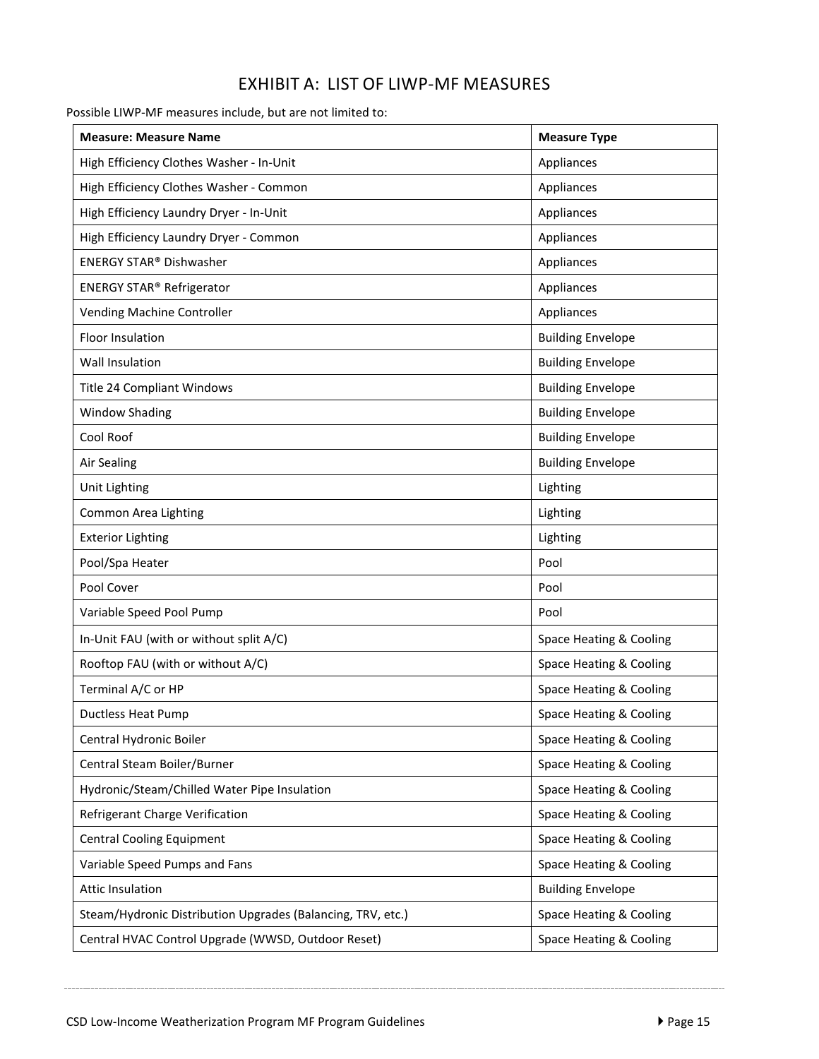# EXHIBIT A: LIST OF LIWP-MF MEASURES

Possible LIWP-MF measures include, but are not limited to:

| Measure: Measure Name | Measure Type |
|---|---|
| High Efficiency Clothes Washer - In-Unit | Appliances |
| High Efficiency Clothes Washer - Common | Appliances |
| High Efficiency Laundry Dryer - In-Unit | Appliances |
| High Efficiency Laundry Dryer - Common | Appliances |
| ENERGY STAR® Dishwasher | Appliances |
| ENERGY STAR® Refrigerator | Appliances |
| Vending Machine Controller | Appliances |
| Floor Insulation | Building Envelope |
| Wall Insulation | Building Envelope |
| Title 24 Compliant Windows | Building Envelope |
| Window Shading | Building Envelope |
| Cool Roof | Building Envelope |
| Air Sealing | Building Envelope |
| Unit Lighting | Lighting |
| Common Area Lighting | Lighting |
| Exterior Lighting | Lighting |
| Pool/Spa Heater | Pool |
| Pool Cover | Pool |
| Variable Speed Pool Pump | Pool |
| In-Unit FAU (with or without split A/C) | Space Heating & Cooling |
| Rooftop FAU (with or without A/C) | Space Heating & Cooling |
| Terminal A/C or HP | Space Heating & Cooling |
| Ductless Heat Pump | Space Heating & Cooling |
| Central Hydronic Boiler | Space Heating & Cooling |
| Central Steam Boiler/Burner | Space Heating & Cooling |
| Hydronic/Steam/Chilled Water Pipe Insulation | Space Heating & Cooling |
| Refrigerant Charge Verification | Space Heating & Cooling |
| Central Cooling Equipment | Space Heating & Cooling |
| Variable Speed Pumps and Fans | Space Heating & Cooling |
| Attic Insulation | Building Envelope |
| Steam/Hydronic Distribution Upgrades (Balancing, TRV, etc.) | Space Heating & Cooling |
| Central HVAC Control Upgrade (WWSD, Outdoor Reset) | Space Heating & Cooling |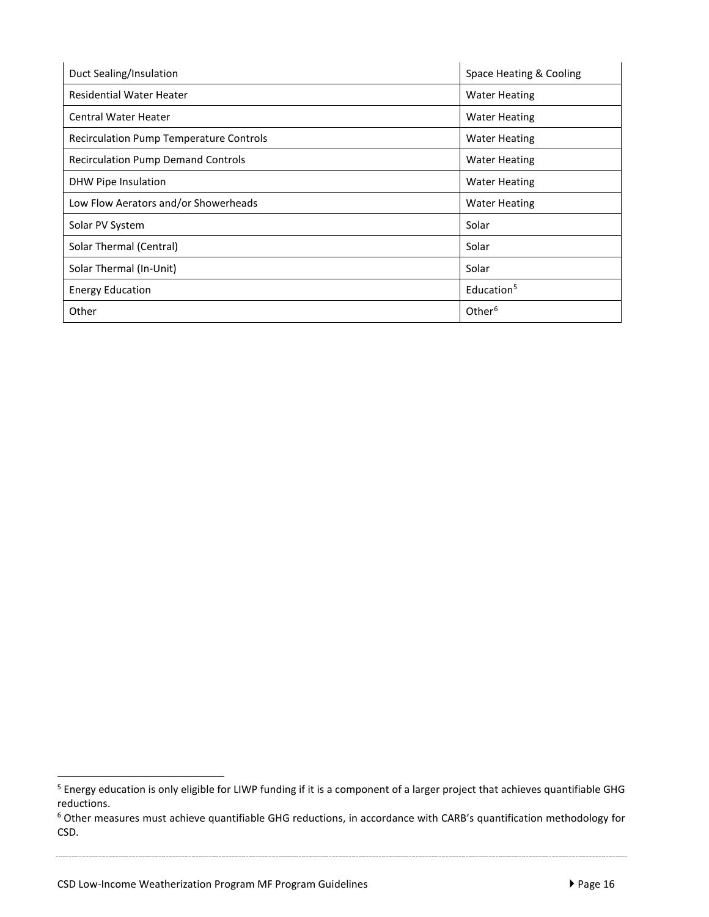| | |
|---|---|
| Duct Sealing/Insulation | Space Heating & Cooling |
| Residential Water Heater | Water Heating |
| Central Water Heater | Water Heating |
| Recirculation Pump Temperature Controls | Water Heating |
| Recirculation Pump Demand Controls | Water Heating |
| DHW Pipe Insulation | Water Heating |
| Low Flow Aerators and/or Showerheads | Water Heating |
| Solar PV System | Solar |
| Solar Thermal (Central) | Solar |
| Solar Thermal (In-Unit) | Solar |
| Energy Education | Education[5] |
| Other | Other[6] |

[5] Energy education is only eligible for LIWP funding if it is a component of a larger project that achieves quantifiable GHG reductions.

[6] Other measures must achieve quantifiable GHG reductions, in accordance with CARB's quantification methodology for CSD.